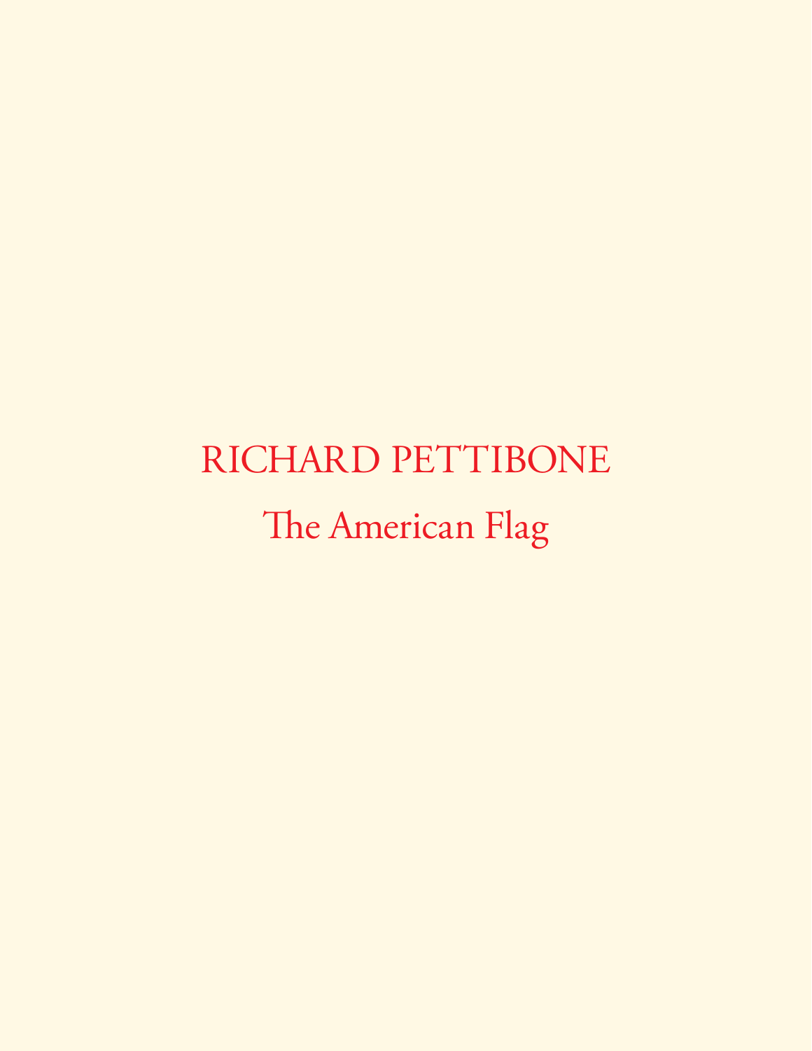# RICHARD PETTIBONE

## The American Flag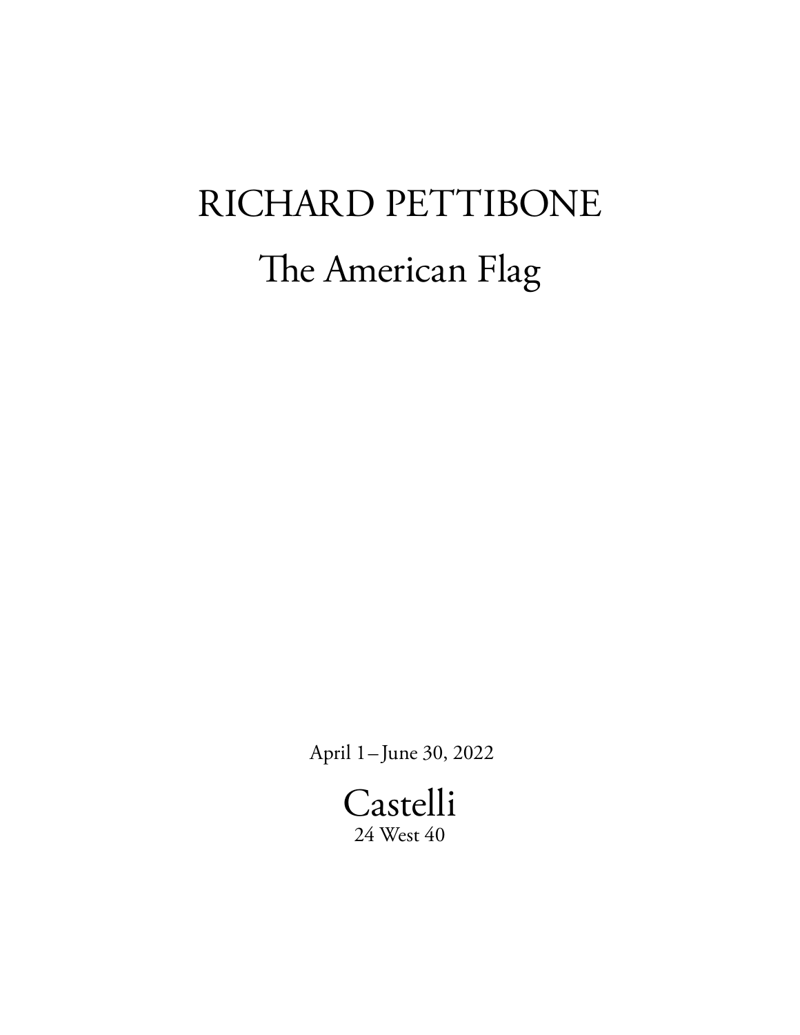# RICHARD PETTIBONE

## The American Flag

April 1 – June 30, 2022

Castelli
24 West 40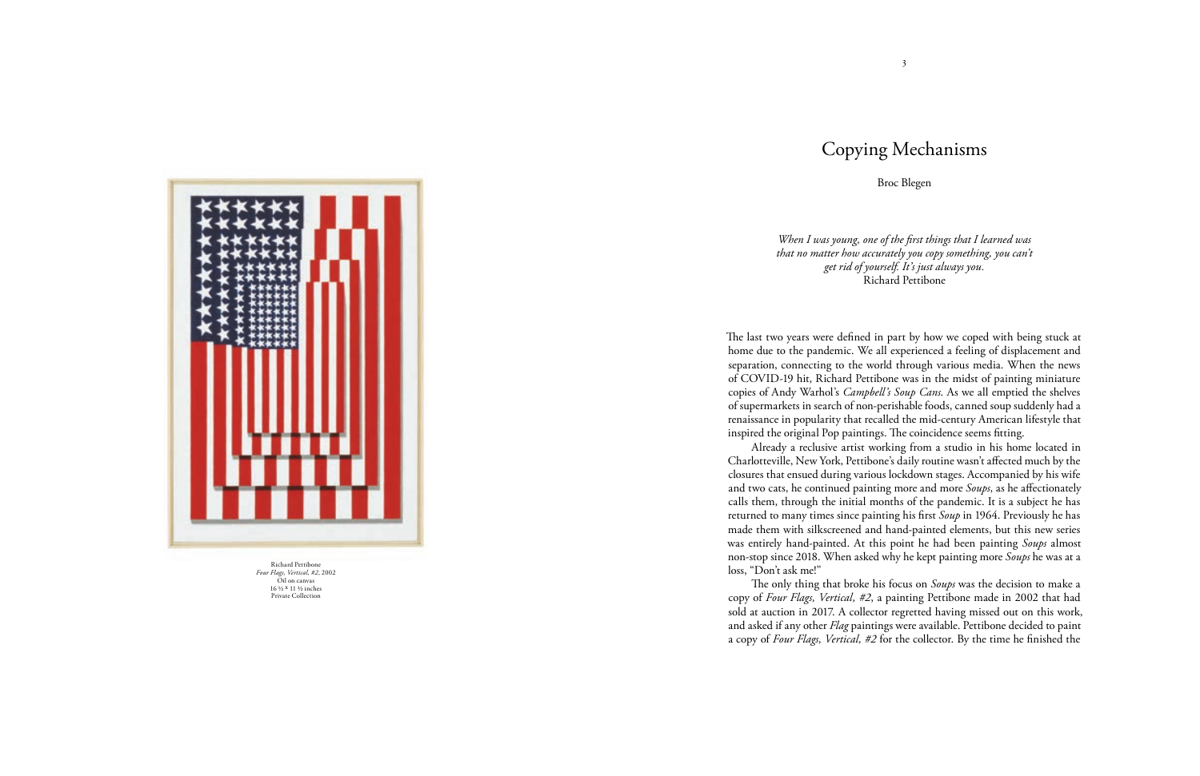Richard Pettibone
*Four Flags, Vertical, #2*, 2002
Oil on canvas
16 ½ x 11 ½ inches
Private Collection

# Copying Mechanisms

Broc Blegen

*When I was young, one of the first things that I learned was that no matter how accurately you copy something, you can't get rid of yourself. It's just always you.*
Richard Pettibone

The last two years were defined in part by how we coped with being stuck at home due to the pandemic. We all experienced a feeling of displacement and separation, connecting to the world through various media. When the news of COVID-19 hit, Richard Pettibone was in the midst of painting miniature copies of Andy Warhol's *Campbell's Soup Cans*. As we all emptied the shelves of supermarkets in search of non-perishable foods, canned soup suddenly had a renaissance in popularity that recalled the mid-century American lifestyle that inspired the original Pop paintings. The coincidence seems fitting.

Already a reclusive artist working from a studio in his home located in Charlotteville, New York, Pettibone's daily routine wasn't affected much by the closures that ensued during various lockdown stages. Accompanied by his wife and two cats, he continued painting more and more *Soups*, as he affectionately calls them, through the initial months of the pandemic. It is a subject he has returned to many times since painting his first *Soup* in 1964. Previously he has made them with silkscreened and hand-painted elements, but this new series was entirely hand-painted. At this point he had been painting *Soups* almost non-stop since 2018. When asked why he kept painting more *Soups* he was at a loss, "Don't ask me!"

The only thing that broke his focus on *Soups* was the decision to make a copy of *Four Flags, Vertical, #2*, a painting Pettibone made in 2002 that had sold at auction in 2017. A collector regretted having missed out on this work, and asked if any other *Flag* paintings were available. Pettibone decided to paint a copy of *Four Flags, Vertical, #2* for the collector. By the time he finished the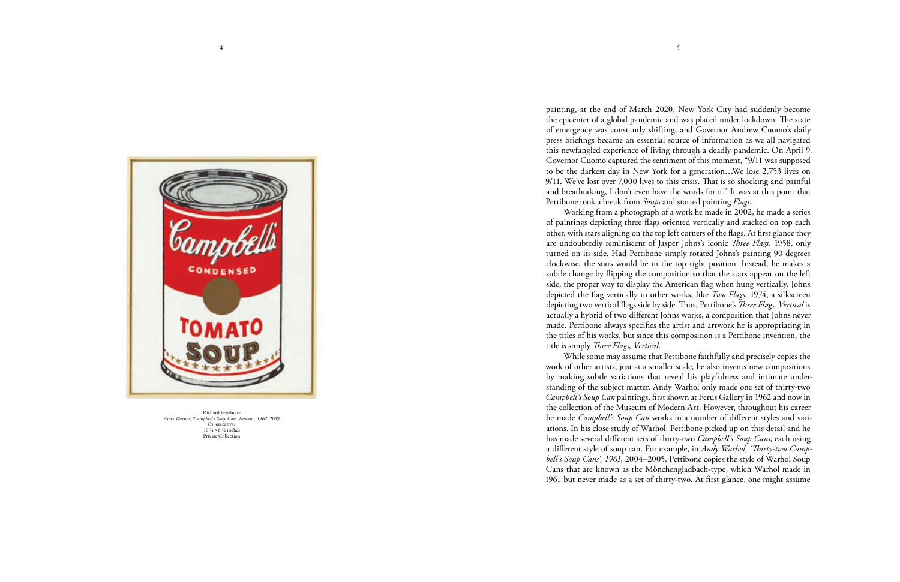Richard Pettibone  
*Andy Warhol, 'Campbell's Soup Can, Tomato', 1962*, 2019  
Oil on canvas  
10 ¾ × 8 ½ inches  
Private Collection

painting, at the end of March 2020, New York City had suddenly become the epicenter of a global pandemic and was placed under lockdown. The state of emergency was constantly shifting, and Governor Andrew Cuomo's daily press briefings became an essential source of information as we all navigated this newfangled experience of living through a deadly pandemic. On April 9, Governor Cuomo captured the sentiment of this moment, "9/11 was supposed to be the darkest day in New York for a generation…We lose 2,753 lives on 9/11. We've lost over 7,000 lives to this crisis. That is so shocking and painful and breathtaking, I don't even have the words for it." It was at this point that Pettibone took a break from *Soups* and started painting *Flags*.

Working from a photograph of a work he made in 2002, he made a series of paintings depicting three flags oriented vertically and stacked on top each other, with stars aligning on the top left corners of the flags. At first glance they are undoubtedly reminiscent of Jasper Johns's iconic *Three Flags*, 1958, only turned on its side. Had Pettibone simply rotated Johns's painting 90 degrees clockwise, the stars would be in the top right position. Instead, he makes a subtle change by flipping the composition so that the stars appear on the left side, the proper way to display the American flag when hung vertically. Johns depicted the flag vertically in other works, like *Two Flags*, 1974, a silkscreen depicting two vertical flags side by side. Thus, Pettibone's *Three Flags, Vertical* is actually a hybrid of two different Johns works, a composition that Johns never made. Pettibone always specifies the artist and artwork he is appropriating in the titles of his works, but since this composition is a Pettibone invention, the title is simply *Three Flags, Vertical*.

While some may assume that Pettibone faithfully and precisely copies the work of other artists, just at a smaller scale, he also invents new compositions by making subtle variations that reveal his playfulness and intimate understanding of the subject matter. Andy Warhol only made one set of thirty-two *Campbell's Soup Can* paintings, first shown at Ferus Gallery in 1962 and now in the collection of the Museum of Modern Art. However, throughout his career he made *Campbell's Soup Can* works in a number of different styles and variations. In his close study of Warhol, Pettibone picked up on this detail and he has made several different sets of thirty-two *Campbell's Soup Cans*, each using a different style of soup can. For example, in *Andy Warhol, 'Thirty-two Campbell's Soup Cans', 1961*, 2004–2005, Pettibone copies the style of Warhol Soup Cans that are known as the Mönchengladbach-type, which Warhol made in 1961 but never made as a set of thirty-two. At first glance, one might assume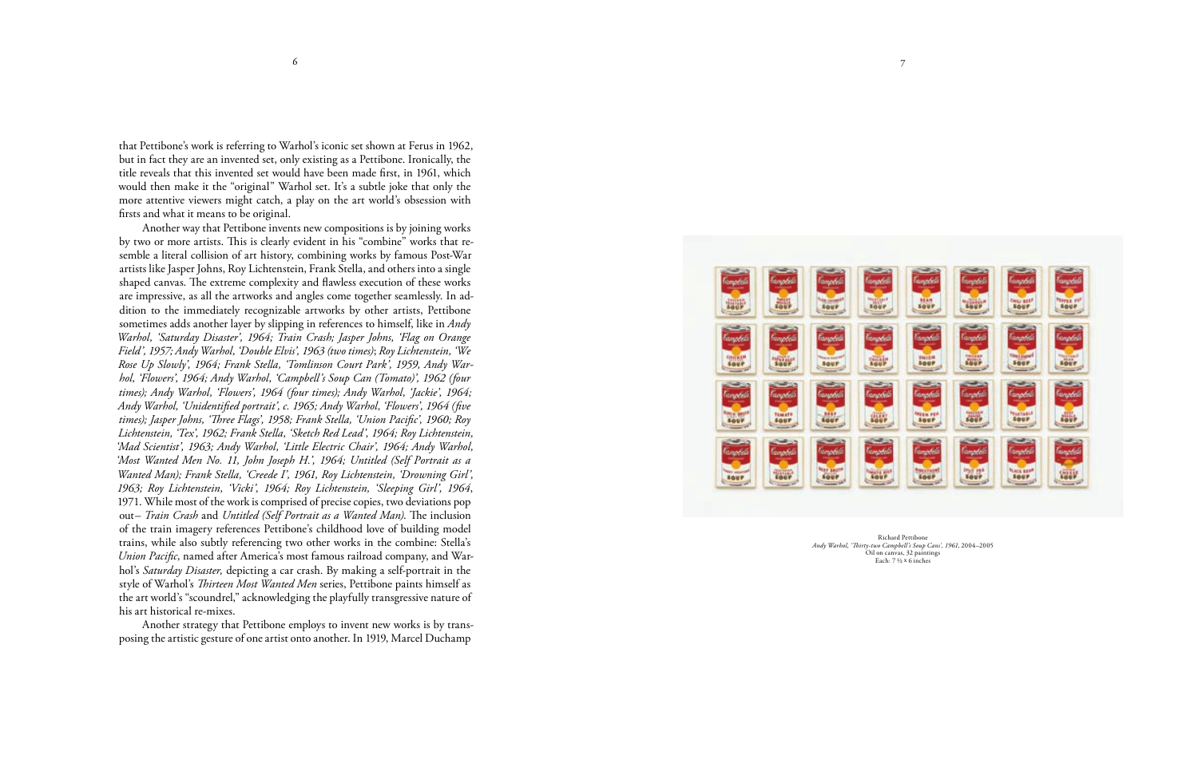that Pettibone's work is referring to Warhol's iconic set shown at Ferus in 1962, but in fact they are an invented set, only existing as a Pettibone. Ironically, the title reveals that this invented set would have been made first, in 1961, which would then make it the "original" Warhol set. It's a subtle joke that only the more attentive viewers might catch, a play on the art world's obsession with firsts and what it means to be original.

Another way that Pettibone invents new compositions is by joining works by two or more artists. This is clearly evident in his "combine" works that resemble a literal collision of art history, combining works by famous Post-War artists like Jasper Johns, Roy Lichtenstein, Frank Stella, and others into a single shaped canvas. The extreme complexity and flawless execution of these works are impressive, as all the artworks and angles come together seamlessly. In addition to the immediately recognizable artworks by other artists, Pettibone sometimes adds another layer by slipping in references to himself, like in *Andy Warhol, 'Saturday Disaster', 1964; Train Crash; Jasper Johns, 'Flag on Orange Field', 1957; Andy Warhol, 'Double Elvis', 1963 (two times); Roy Lichtenstein, 'We Rose Up Slowly', 1964; Frank Stella, 'Tomlinson Court Park', 1959, Andy Warhol, 'Flowers', 1964; Andy Warhol, 'Campbell's Soup Can (Tomato)', 1962 (four times); Andy Warhol, 'Flowers', 1964 (four times); Andy Warhol, 'Jackie', 1964; Andy Warhol, 'Unidentified portrait', c. 1965; Andy Warhol, 'Flowers', 1964 (five times); Jasper Johns, 'Three Flags', 1958; Frank Stella, 'Union Pacific', 1960; Roy Lichtenstein, 'Tex', 1962; Frank Stella, 'Sketch Red Lead', 1964; Roy Lichtenstein, 'Mad Scientist', 1963; Andy Warhol, 'Little Electric Chair', 1964; Andy Warhol, 'Most Wanted Men No. 11, John Joseph H.', 1964; Untitled (Self Portrait as a Wanted Man); Frank Stella, 'Creede I', 1961, Roy Lichtenstein, 'Drowning Girl', 1963; Roy Lichtenstein, 'Vicki', 1964; Roy Lichtenstein, 'Sleeping Girl', 1964*, 1971. While most of the work is comprised of precise copies, two deviations pop out– *Train Crash* and *Untitled (Self Portrait as a Wanted Man)*. The inclusion of the train imagery references Pettibone's childhood love of building model trains, while also subtly referencing two other works in the combine: Stella's *Union Pacific*, named after America's most famous railroad company, and Warhol's *Saturday Disaster,* depicting a car crash. By making a self-portrait in the style of Warhol's *Thirteen Most Wanted Men* series, Pettibone paints himself as the art world's "scoundrel," acknowledging the playfully transgressive nature of his art historical re-mixes.

Another strategy that Pettibone employs to invent new works is by transposing the artistic gesture of one artist onto another. In 1919, Marcel Duchamp

Richard Pettibone
*Andy Warhol, 'Thirty-two Campbell's Soup Cans', 1961*, 2004–2005
Oil on canvas, 32 paintings
Each: 7 ½ × 6 inches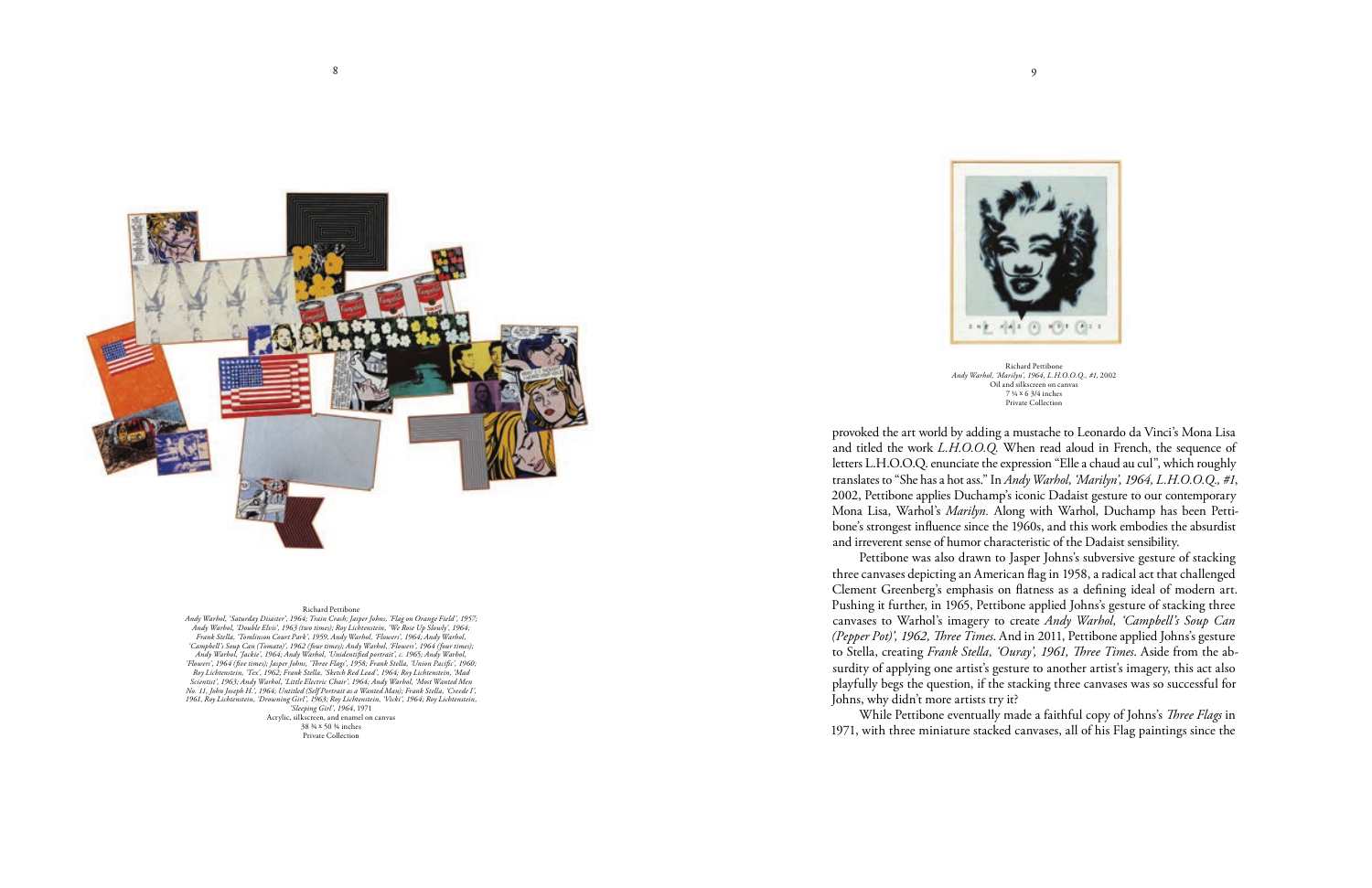Richard Pettibone
*Andy Warhol, 'Saturday Disaster', 1964; Train Crash; Jasper Johns, 'Flag on Orange Field', 1957; Andy Warhol, 'Double Elvis', 1963 (two times); Roy Lichtenstein, 'We Rose Up Slowly', 1964; Frank Stella, 'Tomlinson Court Park', 1959; Andy Warhol, 'Flowers', 1964; Andy Warhol, 'Campbell's Soup Can (Tomato)', 1962 (four times); Andy Warhol, 'Flowers', 1964 (four times); Andy Warhol, 'Jackie', 1964; Andy Warhol, 'Unidentified portrait', c. 1965; Andy Warhol, 'Flowers', 1964 (five times); Jasper Johns, 'Three Flags', 1958; Frank Stella, 'Union Pacific', 1960; Roy Lichtenstein, 'Tex', 1962; Frank Stella, 'Sketch Red Lead', 1964; Roy Lichtenstein, 'Mad Scientist', 1963; Andy Warhol, 'Little Electric Chair', 1964; Andy Warhol, 'Most Wanted Men No. 11, John Joseph H.', 1964; Untitled (Self Portrait as a Wanted Man); Frank Stella, 'Creede I', 1961, Roy Lichtenstein, 'Drowning Girl', 1963; Roy Lichtenstein, 'Vicki', 1964; Roy Lichtenstein, 'Sleeping Girl', 1964*, 1971
Acrylic, silkscreen, and enamel on canvas
38 ¾ × 50 ¾ inches
Private Collection

Richard Pettibone
*Andy Warhol, 'Marilyn', 1964, L.H.O.O.Q., #1*, 2002
Oil and silkscreen on canvas
7 ¾ × 6 3/4 inches
Private Collection

provoked the art world by adding a mustache to Leonardo da Vinci's Mona Lisa and titled the work *L.H.O.O.Q.* When read aloud in French, the sequence of letters L.H.O.O.Q. enunciate the expression "Elle a chaud au cul", which roughly translates to "She has a hot ass." In *Andy Warhol, 'Marilyn', 1964, L.H.O.O.Q., #1*, 2002, Pettibone applies Duchamp's iconic Dadaist gesture to our contemporary Mona Lisa, Warhol's *Marilyn*. Along with Warhol, Duchamp has been Pettibone's strongest influence since the 1960s, and this work embodies the absurdist and irreverent sense of humor characteristic of the Dadaist sensibility.

Pettibone was also drawn to Jasper Johns's subversive gesture of stacking three canvases depicting an American flag in 1958, a radical act that challenged Clement Greenberg's emphasis on flatness as a defining ideal of modern art. Pushing it further, in 1965, Pettibone applied Johns's gesture of stacking three canvases to Warhol's imagery to create *Andy Warhol, 'Campbell's Soup Can (Pepper Pot)', 1962, Three Times*. And in 2011, Pettibone applied Johns's gesture to Stella, creating *Frank Stella, 'Ouray', 1961, Three Times*. Aside from the absurdity of applying one artist's gesture to another artist's imagery, this act also playfully begs the question, if the stacking three canvases was so successful for Johns, why didn't more artists try it?

While Pettibone eventually made a faithful copy of Johns's *Three Flags* in 1971, with three miniature stacked canvases, all of his Flag paintings since the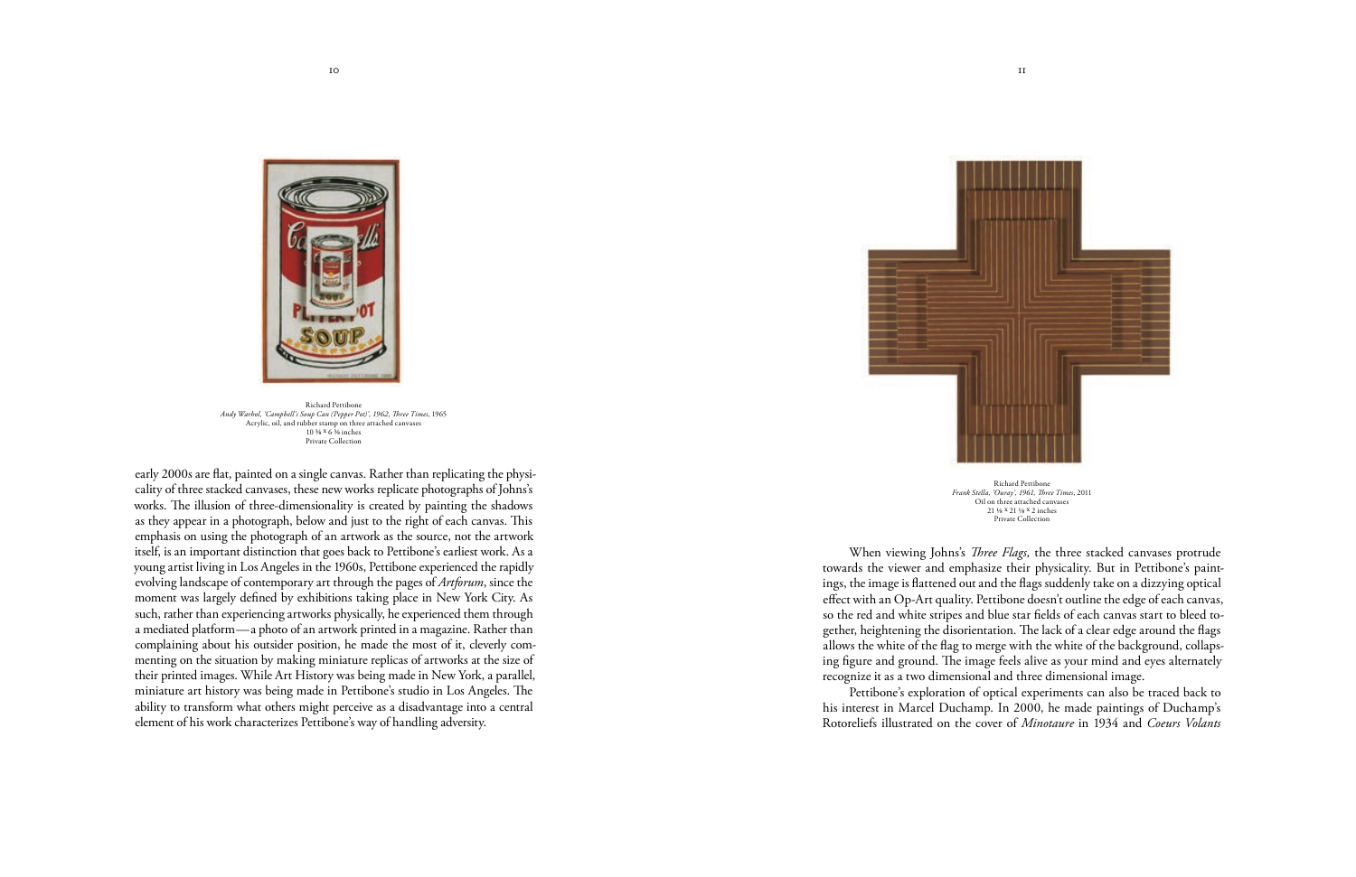Richard Pettibone
*Andy Warhol, 'Campbell's Soup Can (Pepper Pot)', 1962, Three Times*, 1965
Acrylic, oil, and rubber stamp on three attached canvases
10 ⅜ × 6 ⅜ inches
Private Collection

early 2000s are flat, painted on a single canvas. Rather than replicating the physicality of three stacked canvases, these new works replicate photographs of Johns's works. The illusion of three-dimensionality is created by painting the shadows as they appear in a photograph, below and just to the right of each canvas. This emphasis on using the photograph of an artwork as the source, not the artwork itself, is an important distinction that goes back to Pettibone's earliest work. As a young artist living in Los Angeles in the 1960s, Pettibone experienced the rapidly evolving landscape of contemporary art through the pages of *Artforum*, since the moment was largely defined by exhibitions taking place in New York City. As such, rather than experiencing artworks physically, he experienced them through a mediated platform—a photo of an artwork printed in a magazine. Rather than complaining about his outsider position, he made the most of it, cleverly commenting on the situation by making miniature replicas of artworks at the size of their printed images. While Art History was being made in New York, a parallel, miniature art history was being made in Pettibone's studio in Los Angeles. The ability to transform what others might perceive as a disadvantage into a central element of his work characterizes Pettibone's way of handling adversity.

Richard Pettibone
*Frank Stella, 'Ouray', 1961, Three Times*, 2011
Oil on three attached canvases
21 ⅛ × 21 ⅛ × 2 inches
Private Collection

When viewing Johns's *Three Flags*, the three stacked canvases protrude towards the viewer and emphasize their physicality. But in Pettibone's paintings, the image is flattened out and the flags suddenly take on a dizzying optical effect with an Op-Art quality. Pettibone doesn't outline the edge of each canvas, so the red and white stripes and blue star fields of each canvas start to bleed together, heightening the disorientation. The lack of a clear edge around the flags allows the white of the flag to merge with the white of the background, collapsing figure and ground. The image feels alive as your mind and eyes alternately recognize it as a two dimensional and three dimensional image.

Pettibone's exploration of optical experiments can also be traced back to his interest in Marcel Duchamp. In 2000, he made paintings of Duchamp's Rotoreliefs illustrated on the cover of *Minotaure* in 1934 and *Coeurs Volants*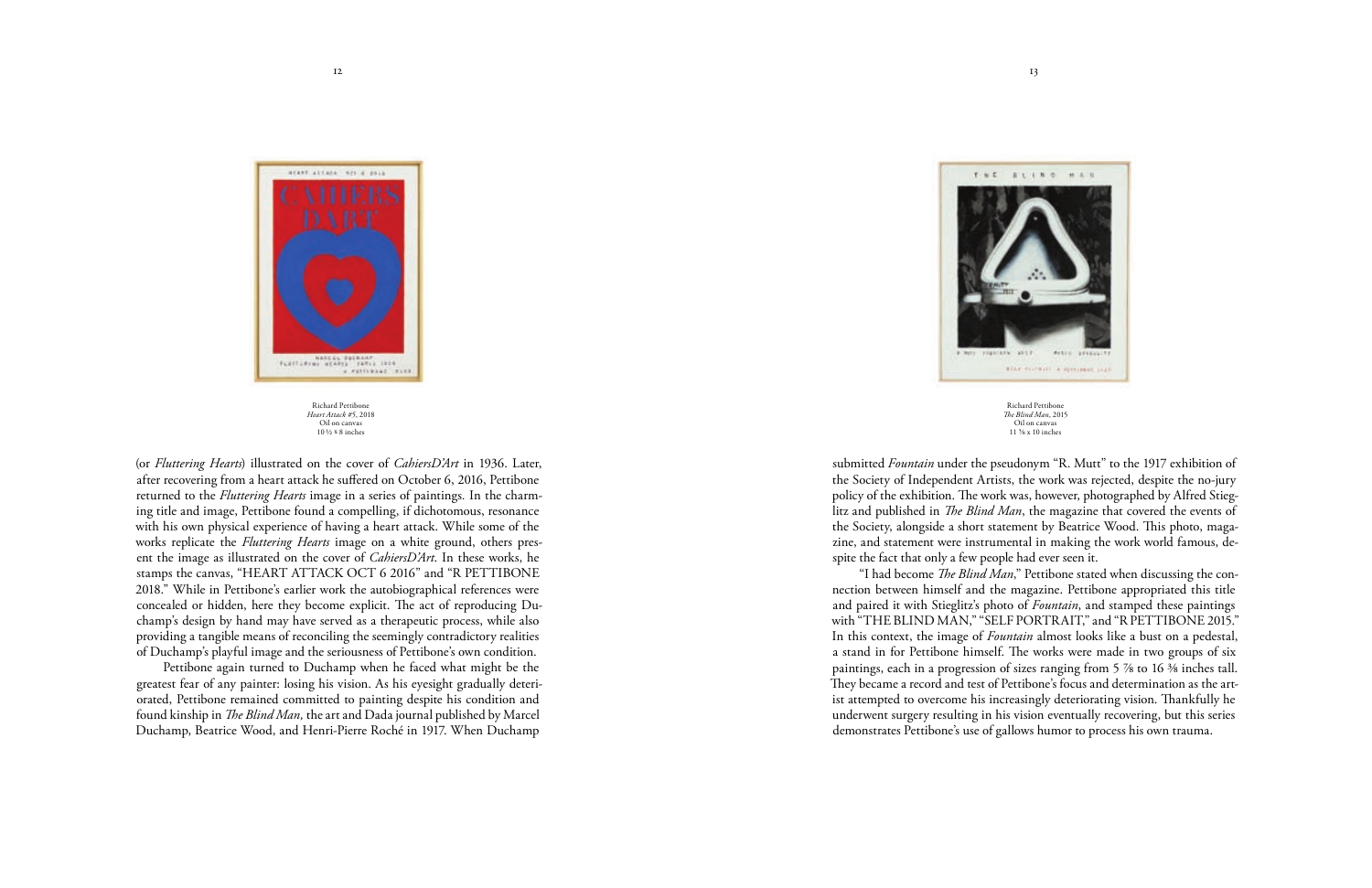Richard Pettibone
*Heart Attack #5*, 2018
Oil on canvas
10 ½ × 8 inches

(or *Fluttering Hearts*) illustrated on the cover of *CahiersD'Art* in 1936. Later, after recovering from a heart attack he suffered on October 6, 2016, Pettibone returned to the *Fluttering Hearts* image in a series of paintings. In the charming title and image, Pettibone found a compelling, if dichotomous, resonance with his own physical experience of having a heart attack. While some of the works replicate the *Fluttering Hearts* image on a white ground, others present the image as illustrated on the cover of *CahiersD'Art*. In these works, he stamps the canvas, "HEART ATTACK OCT 6 2016" and "R PETTIBONE 2018." While in Pettibone's earlier work the autobiographical references were concealed or hidden, here they become explicit. The act of reproducing Duchamp's design by hand may have served as a therapeutic process, while also providing a tangible means of reconciling the seemingly contradictory realities of Duchamp's playful image and the seriousness of Pettibone's own condition.

Pettibone again turned to Duchamp when he faced what might be the greatest fear of any painter: losing his vision. As his eyesight gradually deteriorated, Pettibone remained committed to painting despite his condition and found kinship in *The Blind Man,* the art and Dada journal published by Marcel Duchamp, Beatrice Wood, and Henri-Pierre Roché in 1917. When Duchamp submitted *Fountain* under the pseudonym "R. Mutt" to the 1917 exhibition of the Society of Independent Artists, the work was rejected, despite the no-jury policy of the exhibition. The work was, however, photographed by Alfred Stieglitz and published in *The Blind Man*, the magazine that covered the events of the Society, alongside a short statement by Beatrice Wood. This photo, magazine, and statement were instrumental in making the work world famous, despite the fact that only a few people had ever seen it.

Richard Pettibone
*The Blind Man*, 2015
Oil on canvas
11 ⅝ x 10 inches

"I had become *The Blind Man*," Pettibone stated when discussing the connection between himself and the magazine. Pettibone appropriated this title and paired it with Stieglitz's photo of *Fountain*, and stamped these paintings with "THE BLIND MAN," "SELF PORTRAIT," and "R PETTIBONE 2015." In this context, the image of *Fountain* almost looks like a bust on a pedestal, a stand in for Pettibone himself. The works were made in two groups of six paintings, each in a progression of sizes ranging from 5 ⅞ to 16 ⅜ inches tall. They became a record and test of Pettibone's focus and determination as the artist attempted to overcome his increasingly deteriorating vision. Thankfully he underwent surgery resulting in his vision eventually recovering, but this series demonstrates Pettibone's use of gallows humor to process his own trauma.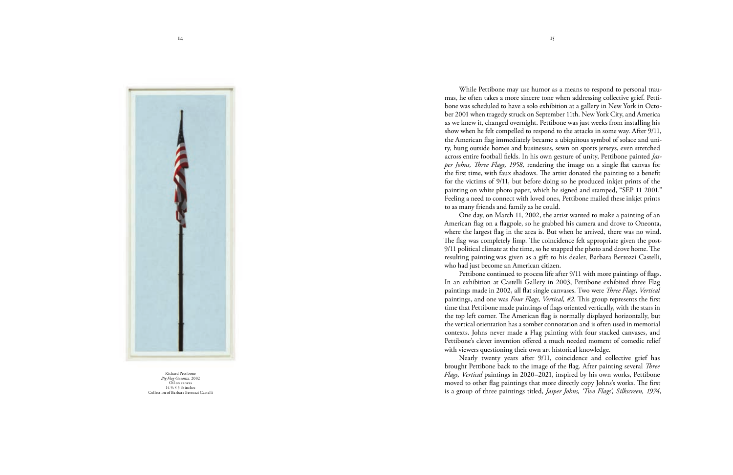Richard Pettibone
*Big Flag Oneonta*, 2002
Oil on canvas
14 ¼ × 5 ½ inches
Collection of Barbara Bertozzi Castelli

While Pettibone may use humor as a means to respond to personal traumas, he often takes a more sincere tone when addressing collective grief. Pettibone was scheduled to have a solo exhibition at a gallery in New York in October 2001 when tragedy struck on September 11th. New York City, and America as we knew it, changed overnight. Pettibone was just weeks from installing his show when he felt compelled to respond to the attacks in some way. After 9/11, the American flag immediately became a ubiquitous symbol of solace and unity, hung outside homes and businesses, sewn on sports jerseys, even stretched across entire football fields. In his own gesture of unity, Pettibone painted *Jasper Johns, Three Flags, 1958,* rendering the image on a single flat canvas for the first time, with faux shadows. The artist donated the painting to a benefit for the victims of 9/11, but before doing so he produced inkjet prints of the painting on white photo paper, which he signed and stamped, "SEP 11 2001." Feeling a need to connect with loved ones, Pettibone mailed these inkjet prints to as many friends and family as he could.

One day, on March 11, 2002, the artist wanted to make a painting of an American flag on a flagpole, so he grabbed his camera and drove to Oneonta, where the largest flag in the area is. But when he arrived, there was no wind. The flag was completely limp. The coincidence felt appropriate given the post-9/11 political climate at the time, so he snapped the photo and drove home. The resulting painting was given as a gift to his dealer, Barbara Bertozzi Castelli, who had just become an American citizen.

Pettibone continued to process life after 9/11 with more paintings of flags. In an exhibition at Castelli Gallery in 2003, Pettibone exhibited three Flag paintings made in 2002, all flat single canvases. Two were *Three Flags, Vertical* paintings, and one was *Four Flags, Vertical, #2.* This group represents the first time that Pettibone made paintings of flags oriented vertically, with the stars in the top left corner. The American flag is normally displayed horizontally, but the vertical orientation has a somber connotation and is often used in memorial contexts. Johns never made a Flag painting with four stacked canvases, and Pettibone's clever invention offered a much needed moment of comedic relief with viewers questioning their own art historical knowledge.

Nearly twenty years after 9/11, coincidence and collective grief has brought Pettibone back to the image of the flag. After painting several *Three Flags, Vertical* paintings in 2020–2021, inspired by his own works, Pettibone moved to other flag paintings that more directly copy Johns's works. The first is a group of three paintings titled, *Jasper Johns, 'Two Flags', Silkscreen, 1974*,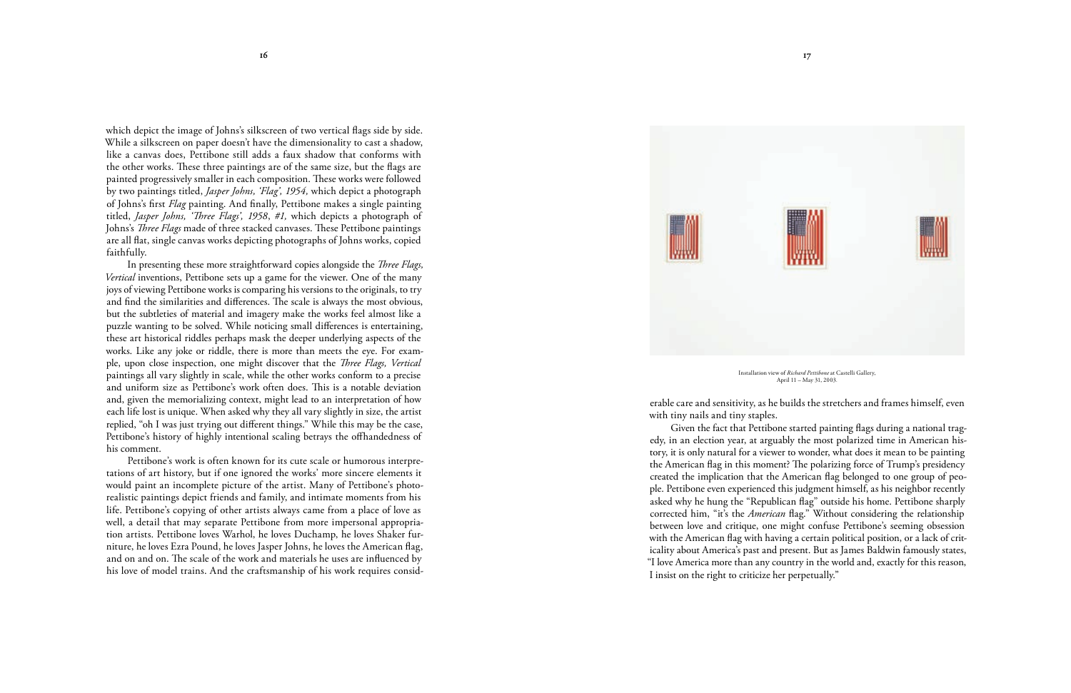which depict the image of Johns's silkscreen of two vertical flags side by side. While a silkscreen on paper doesn't have the dimensionality to cast a shadow, like a canvas does, Pettibone still adds a faux shadow that conforms with the other works. These three paintings are of the same size, but the flags are painted progressively smaller in each composition. These works were followed by two paintings titled, *Jasper Johns, 'Flag', 1954,* which depict a photograph of Johns's first *Flag* painting. And finally, Pettibone makes a single painting titled, *Jasper Johns, 'Three Flags', 1958, #1,* which depicts a photograph of Johns's *Three Flags* made of three stacked canvases. These Pettibone paintings are all flat, single canvas works depicting photographs of Johns works, copied faithfully.

In presenting these more straightforward copies alongside the *Three Flags, Vertical* inventions, Pettibone sets up a game for the viewer. One of the many joys of viewing Pettibone works is comparing his versions to the originals, to try and find the similarities and differences. The scale is always the most obvious, but the subtleties of material and imagery make the works feel almost like a puzzle wanting to be solved. While noticing small differences is entertaining, these art historical riddles perhaps mask the deeper underlying aspects of the works. Like any joke or riddle, there is more than meets the eye. For example, upon close inspection, one might discover that the *Three Flags, Vertical* paintings all vary slightly in scale, while the other works conform to a precise and uniform size as Pettibone's work often does. This is a notable deviation and, given the memorializing context, might lead to an interpretation of how each life lost is unique. When asked why they all vary slightly in size, the artist replied, "oh I was just trying out different things." While this may be the case, Pettibone's history of highly intentional scaling betrays the offhandedness of his comment.

Pettibone's work is often known for its cute scale or humorous interpretations of art history, but if one ignored the works' more sincere elements it would paint an incomplete picture of the artist. Many of Pettibone's photorealistic paintings depict friends and family, and intimate moments from his life. Pettibone's copying of other artists always came from a place of love as well, a detail that may separate Pettibone from more impersonal appropriation artists. Pettibone loves Warhol, he loves Duchamp, he loves Shaker furniture, he loves Ezra Pound, he loves Jasper Johns, he loves the American flag, and on and on. The scale of the work and materials he uses are influenced by his love of model trains. And the craftsmanship of his work requires considerable care and sensitivity, as he builds the stretchers and frames himself, even with tiny nails and tiny staples.

Installation view of *Richard Pettibone* at Castelli Gallery, April 11 – May 31, 2003.

Given the fact that Pettibone started painting flags during a national tragedy, in an election year, at arguably the most polarized time in American history, it is only natural for a viewer to wonder, what does it mean to be painting the American flag in this moment? The polarizing force of Trump's presidency created the implication that the American flag belonged to one group of people. Pettibone even experienced this judgment himself, as his neighbor recently asked why he hung the "Republican flag" outside his home. Pettibone sharply corrected him, "it's the *American* flag." Without considering the relationship between love and critique, one might confuse Pettibone's seeming obsession with the American flag with having a certain political position, or a lack of criticality about America's past and present. But as James Baldwin famously states, "I love America more than any country in the world and, exactly for this reason, I insist on the right to criticize her perpetually."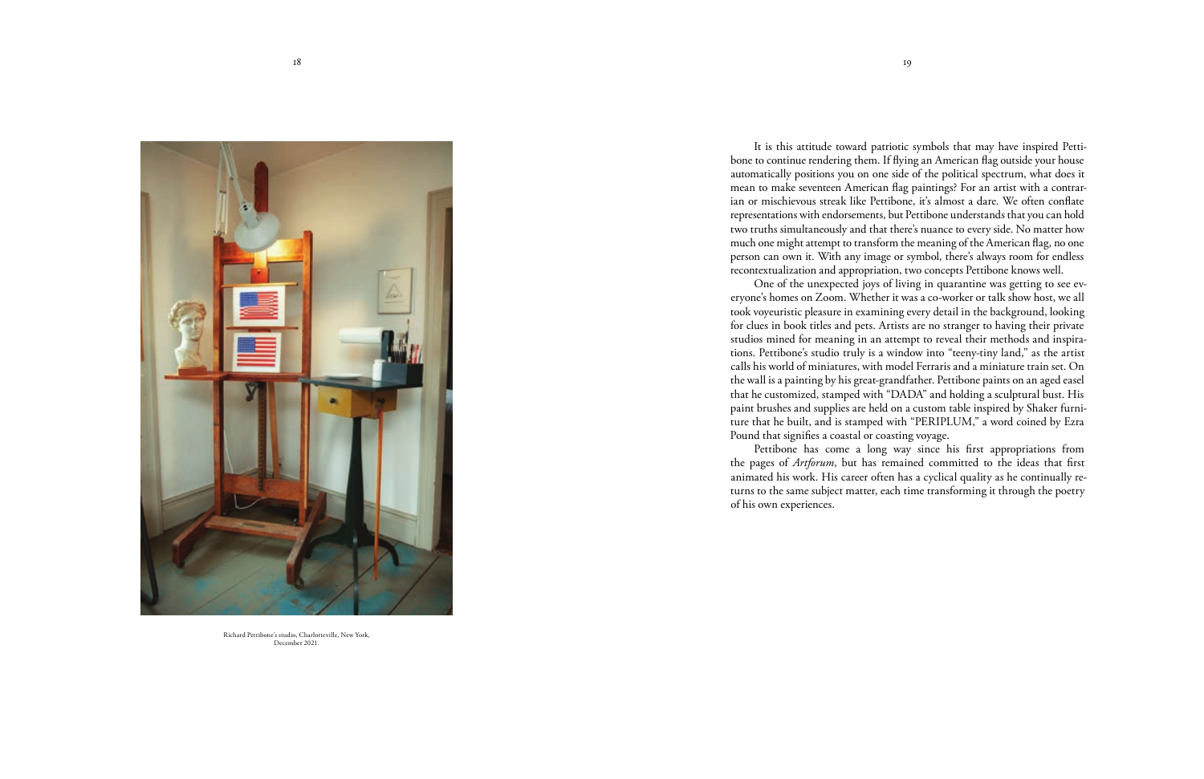Richard Pettibone's studio, Charlotteville, New York, December 2021.

It is this attitude toward patriotic symbols that may have inspired Pettibone to continue rendering them. If flying an American flag outside your house automatically positions you on one side of the political spectrum, what does it mean to make seventeen American flag paintings? For an artist with a contrarian or mischievous streak like Pettibone, it's almost a dare. We often conflate representations with endorsements, but Pettibone understands that you can hold two truths simultaneously and that there's nuance to every side. No matter how much one might attempt to transform the meaning of the American flag, no one person can own it. With any image or symbol, there's always room for endless recontextualization and appropriation, two concepts Pettibone knows well.

One of the unexpected joys of living in quarantine was getting to see everyone's homes on Zoom. Whether it was a co-worker or talk show host, we all took voyeuristic pleasure in examining every detail in the background, looking for clues in book titles and pets. Artists are no stranger to having their private studios mined for meaning in an attempt to reveal their methods and inspirations. Pettibone's studio truly is a window into "teeny-tiny land," as the artist calls his world of miniatures, with model Ferraris and a miniature train set. On the wall is a painting by his great-grandfather. Pettibone paints on an aged easel that he customized, stamped with "DADA" and holding a sculptural bust. His paint brushes and supplies are held on a custom table inspired by Shaker furniture that he built, and is stamped with "PERIPLUM," a word coined by Ezra Pound that signifies a coastal or coasting voyage.

Pettibone has come a long way since his first appropriations from the pages of *Artforum*, but has remained committed to the ideas that first animated his work. His career often has a cyclical quality as he continually returns to the same subject matter, each time transforming it through the poetry of his own experiences.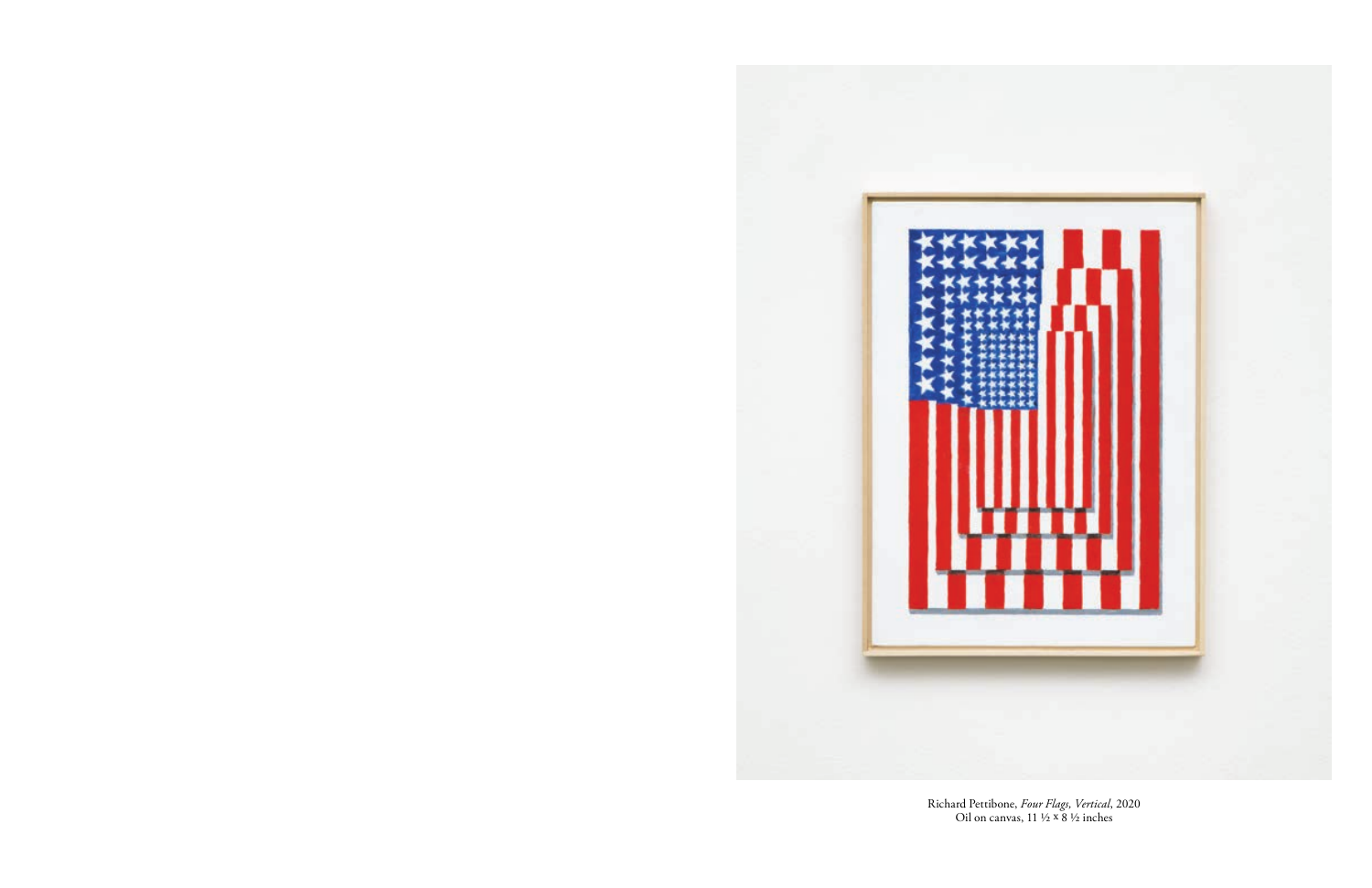Richard Pettibone, *Four Flags, Vertical*, 2020
Oil on canvas, 11 ½ x 8 ½ inches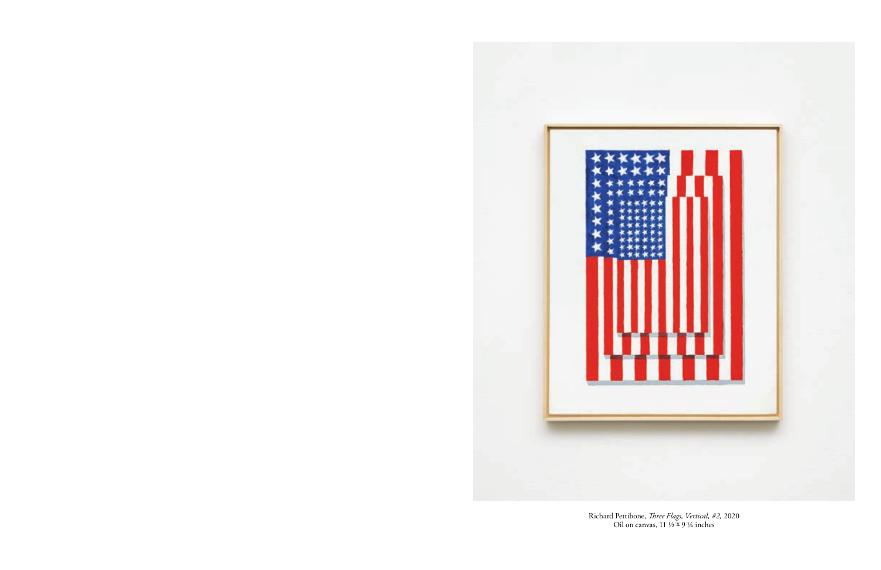Richard Pettibone, *Three Flags, Vertical, #2,* 2020
Oil on canvas, 11 ½ x 9 ¼ inches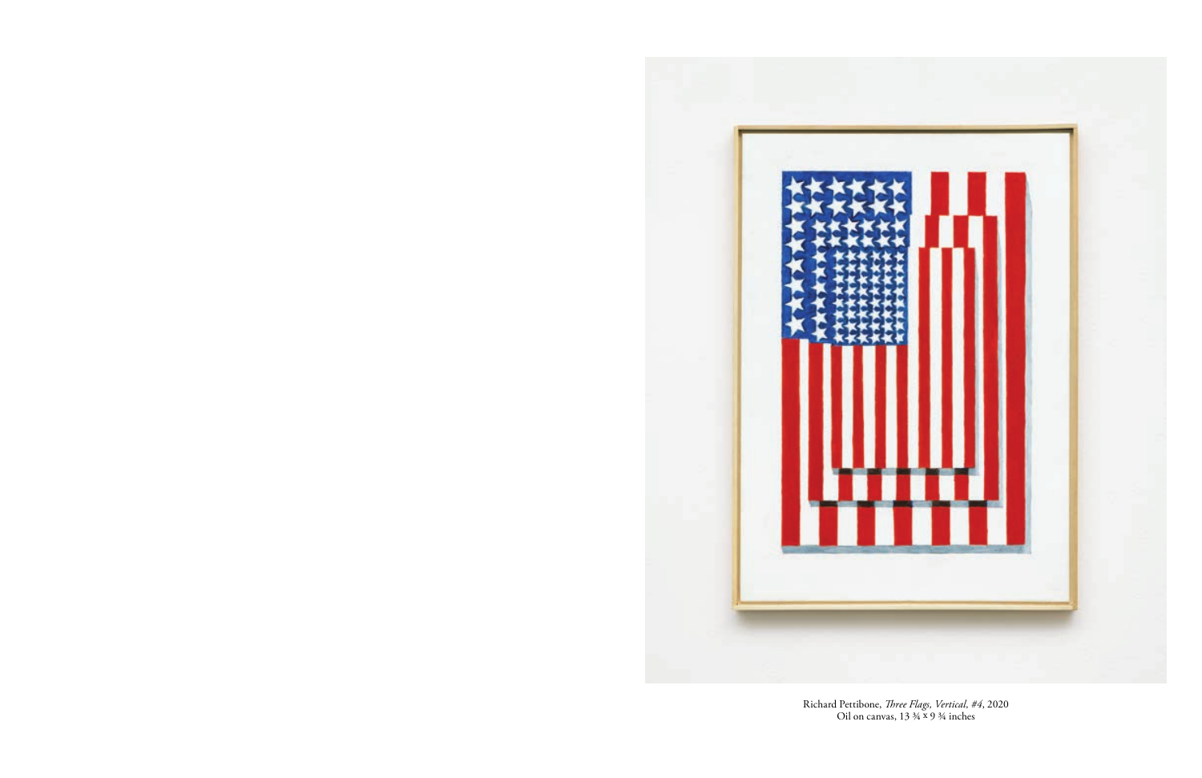Richard Pettibone, *Three Flags, Vertical, #4*, 2020
Oil on canvas, 13 ¾ x 9 ¾ inches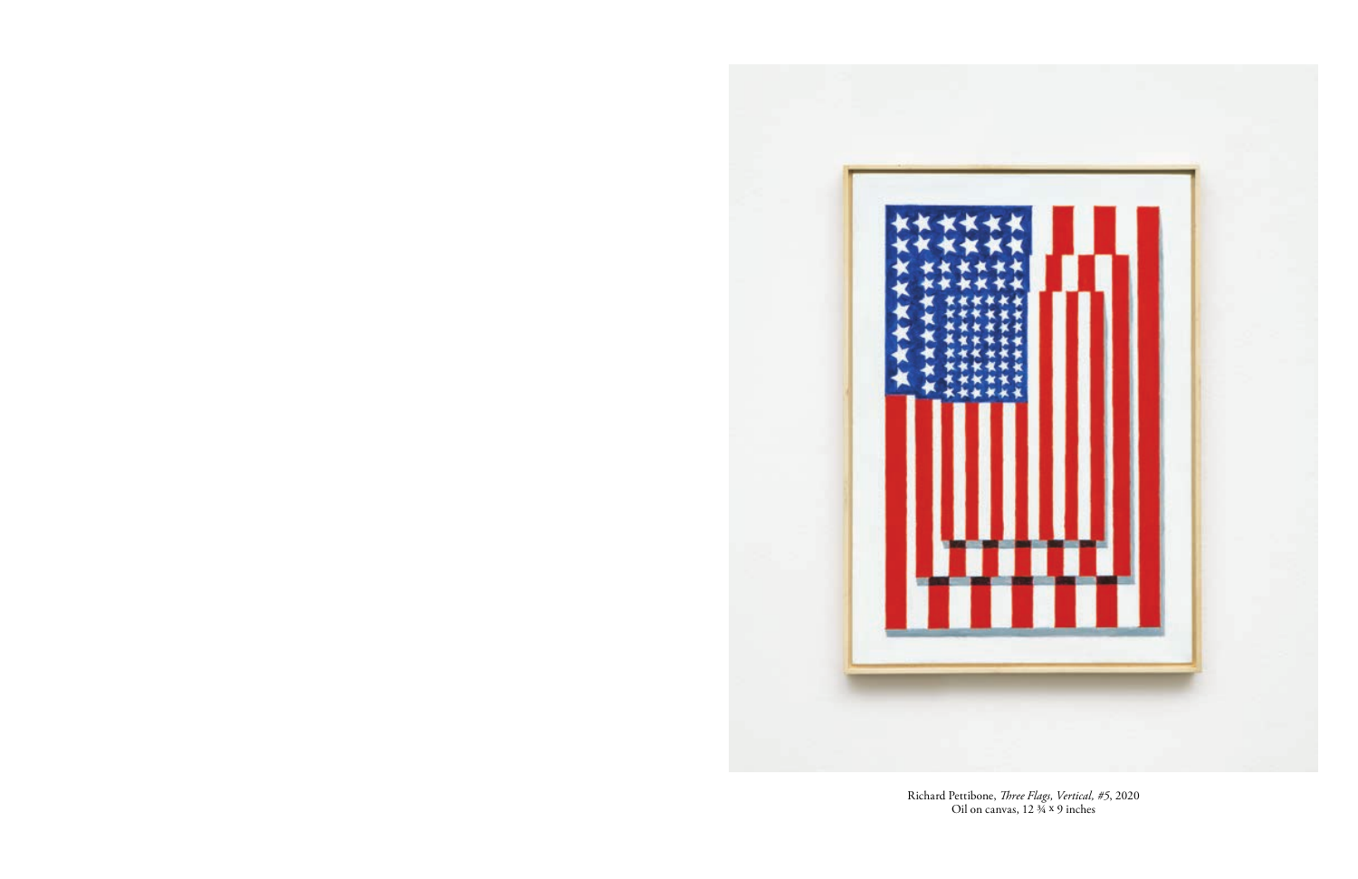Richard Pettibone, *Three Flags, Vertical, #5*, 2020
Oil on canvas, 12 ¾ × 9 inches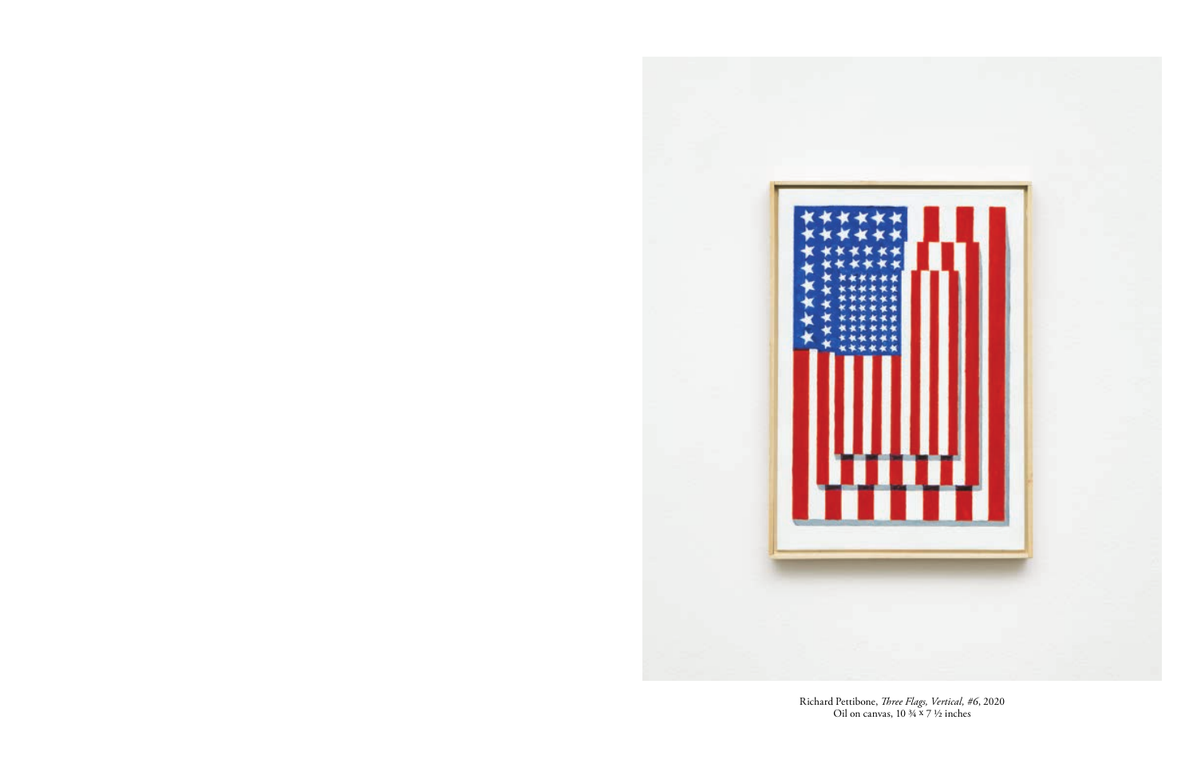Richard Pettibone, *Three Flags, Vertical, #6*, 2020
Oil on canvas, 10 ¾ x 7 ½ inches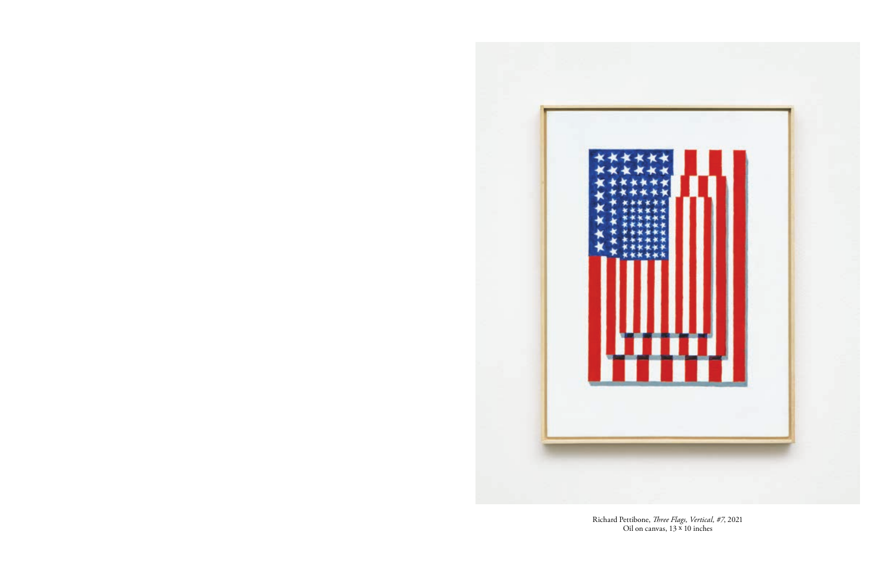Richard Pettibone, *Three Flags, Vertical, #7*, 2021
Oil on canvas, 13 × 10 inches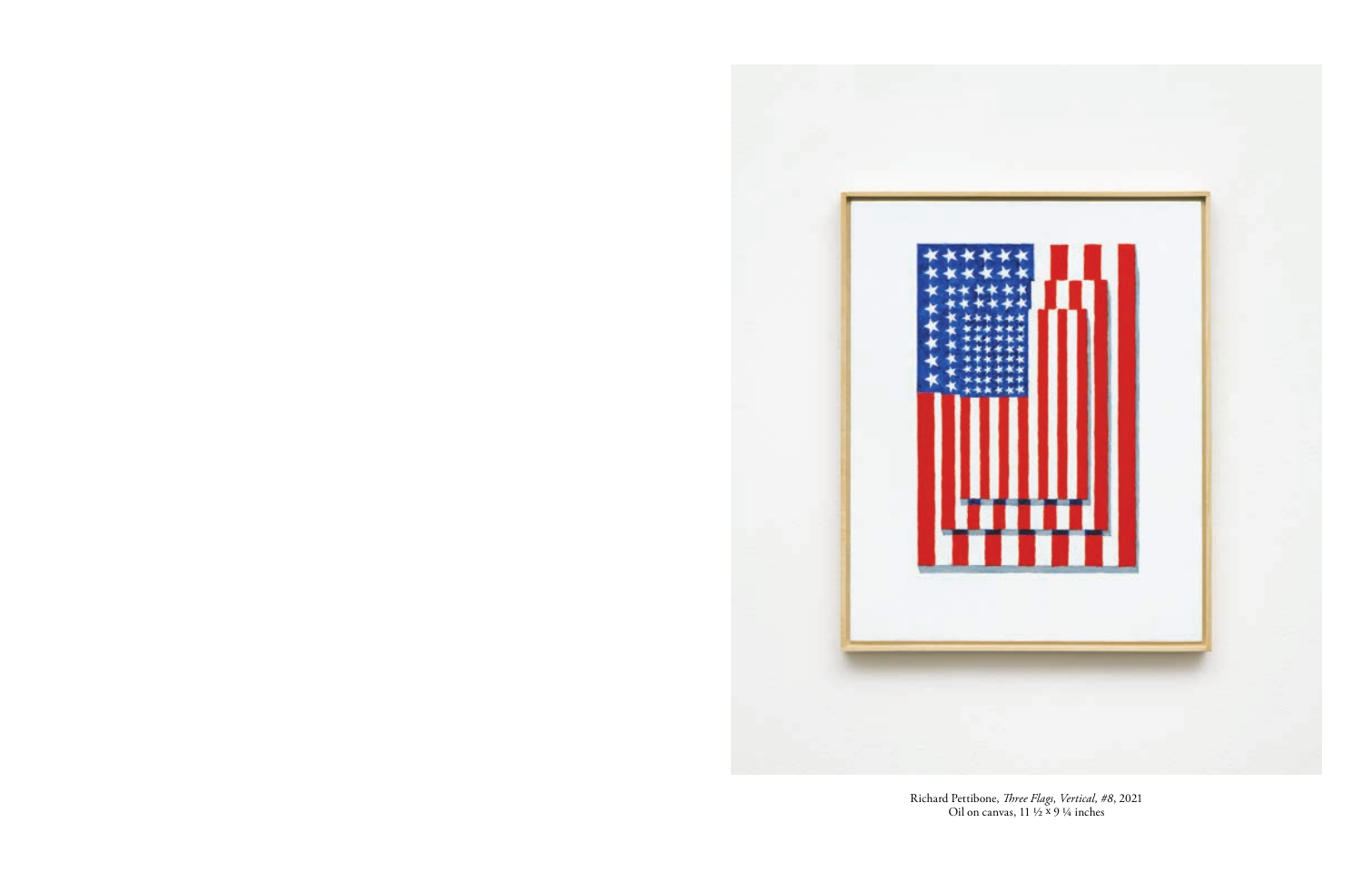Richard Pettibone, *Three Flags, Vertical, #8*, 2021
Oil on canvas, 11 ½ x 9 ¼ inches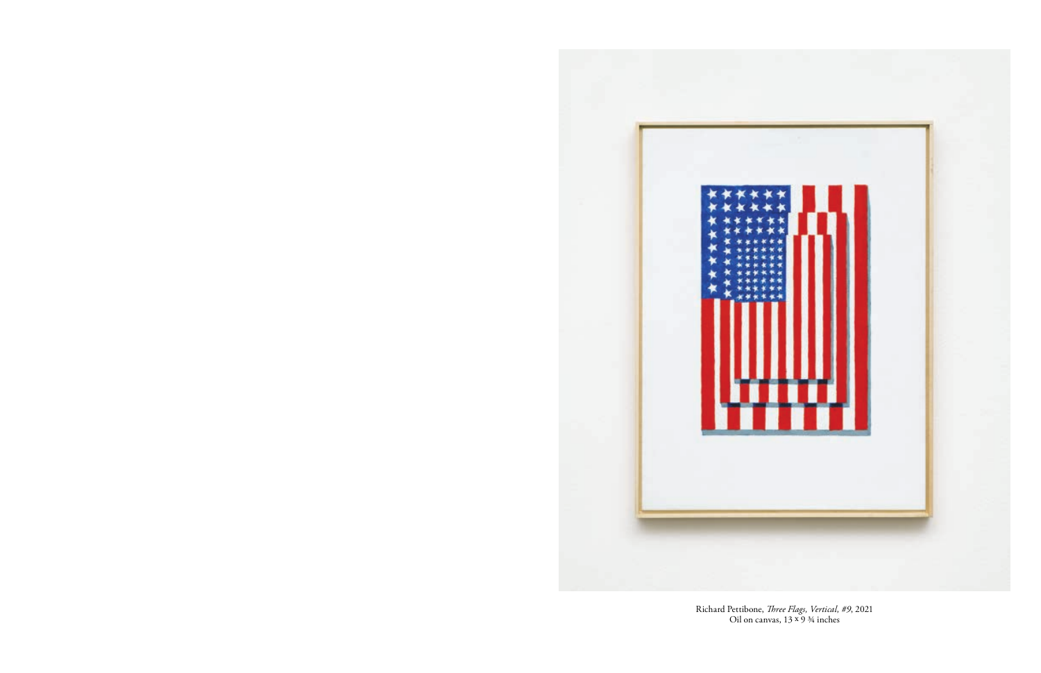Richard Pettibone, *Three Flags, Vertical, #9*, 2021
Oil on canvas, 13 × 9 ¾ inches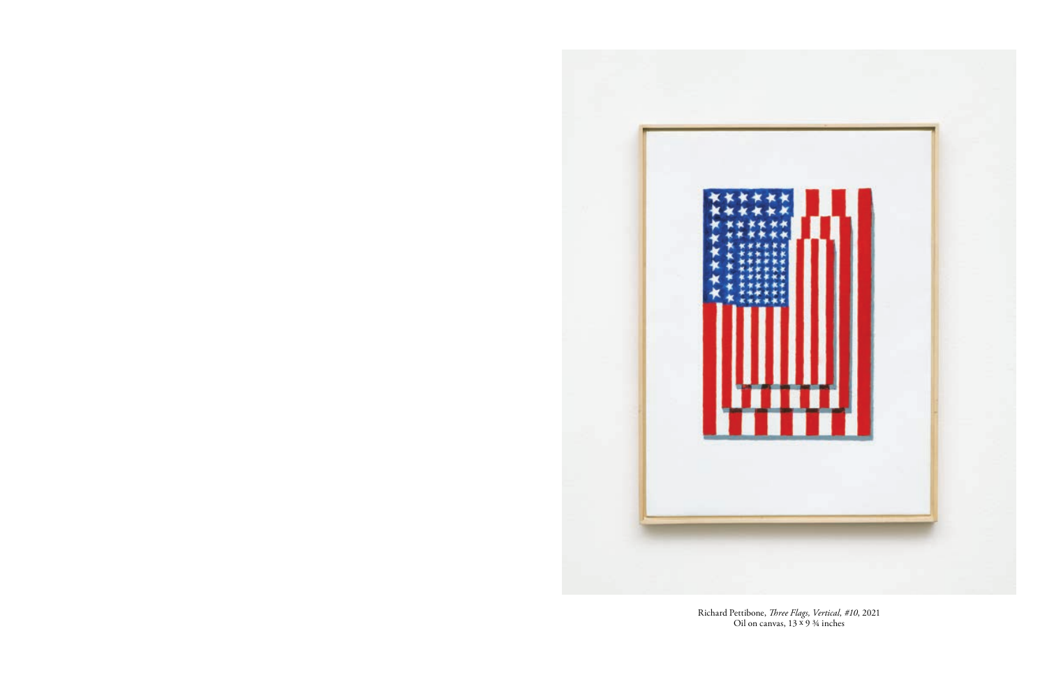Richard Pettibone, *Three Flags, Vertical, #10*, 2021
Oil on canvas, 13 × 9 ¾ inches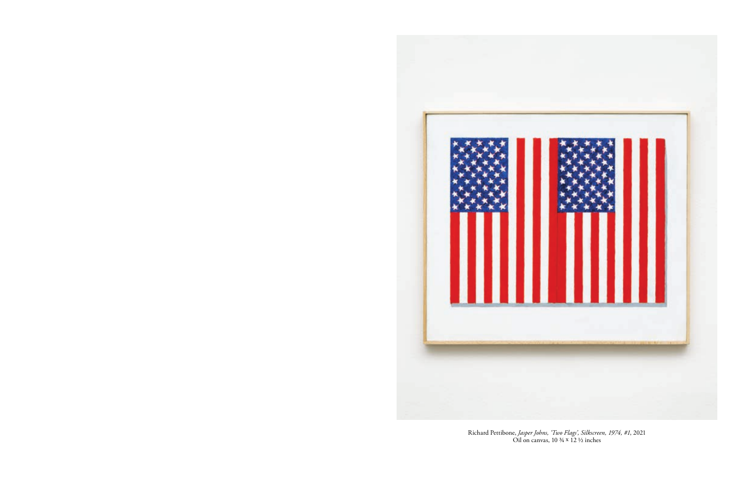Richard Pettibone, *Jasper Johns, 'Two Flags', Silkscreen, 1974, #1*, 2021
Oil on canvas, 10 ¾ × 12 ½ inches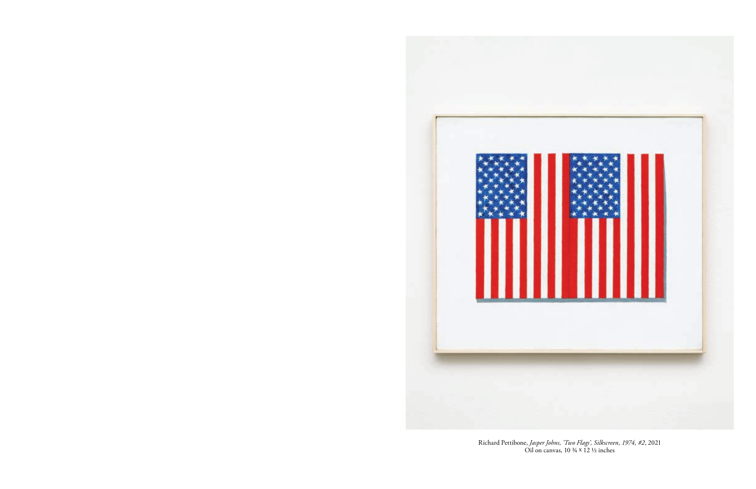Richard Pettibone, *Jasper Johns, 'Two Flags', Silkscreen, 1974, #2*, 2021
Oil on canvas, 10 ¾ x 12 ½ inches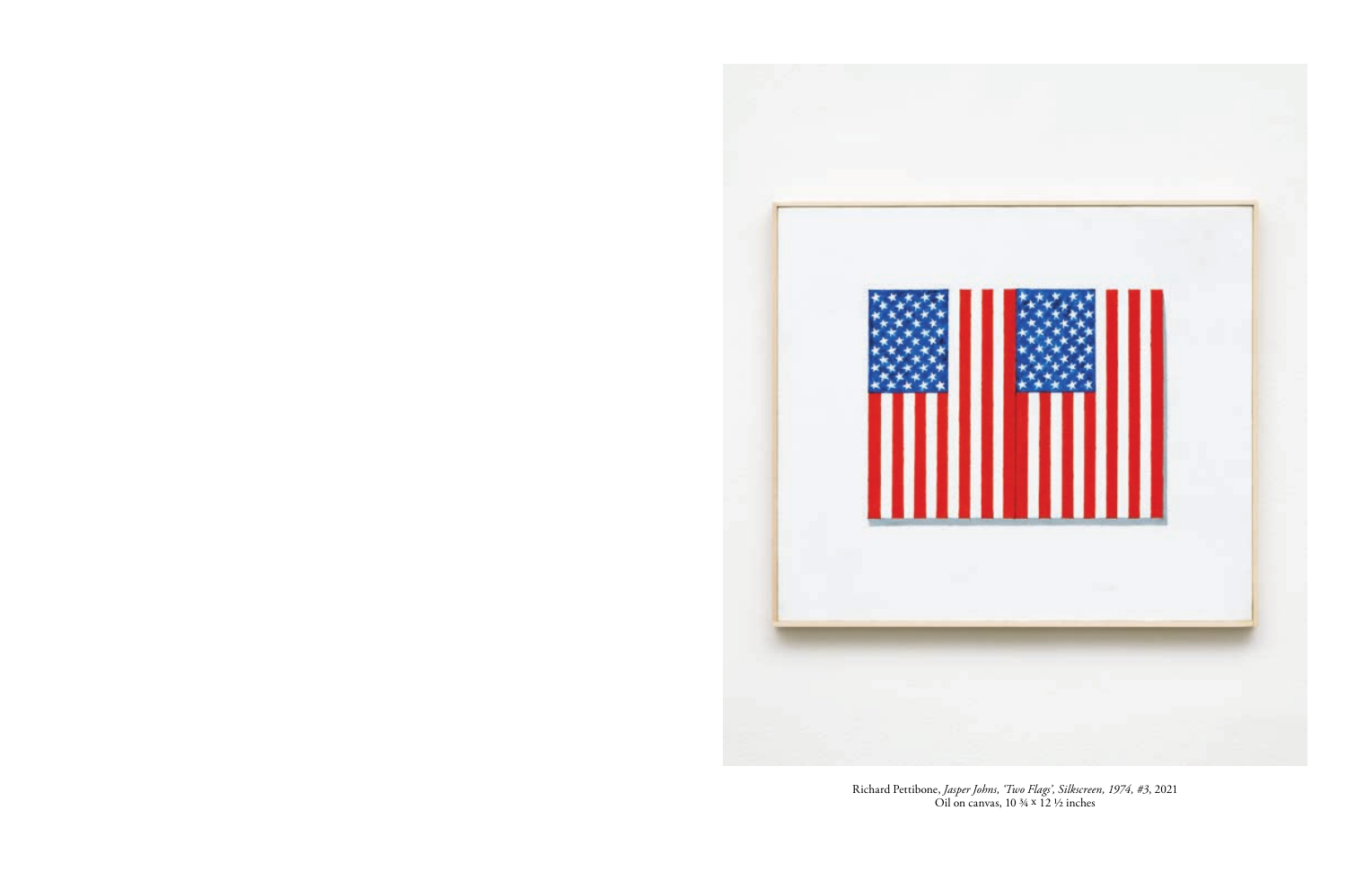Richard Pettibone, *Jasper Johns, 'Two Flags', Silkscreen, 1974, #3*, 2021
Oil on canvas, 10 ¾ × 12 ½ inches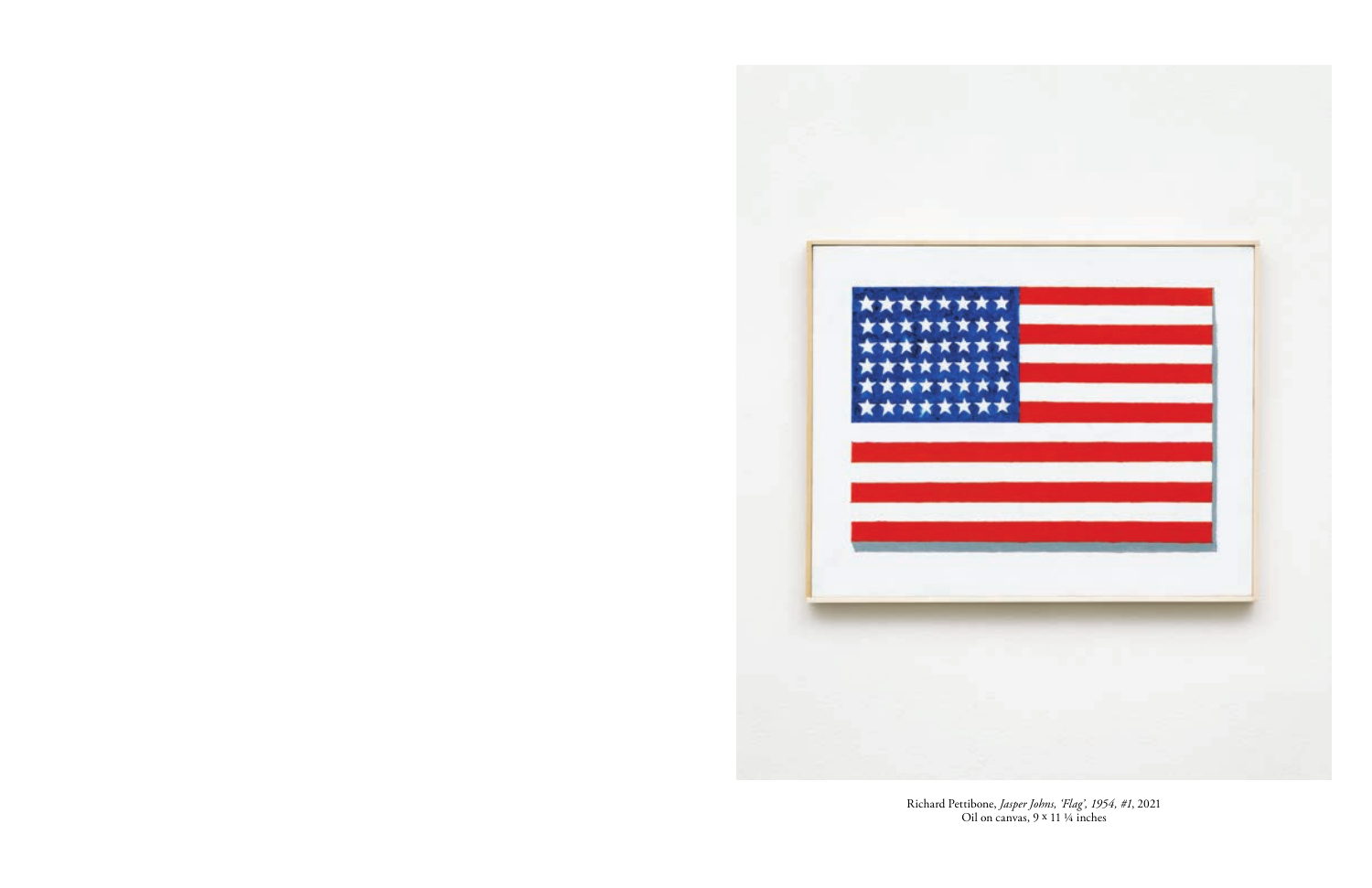Richard Pettibone, *Jasper Johns, 'Flag', 1954, #1*, 2021
Oil on canvas, 9 × 11 ¼ inches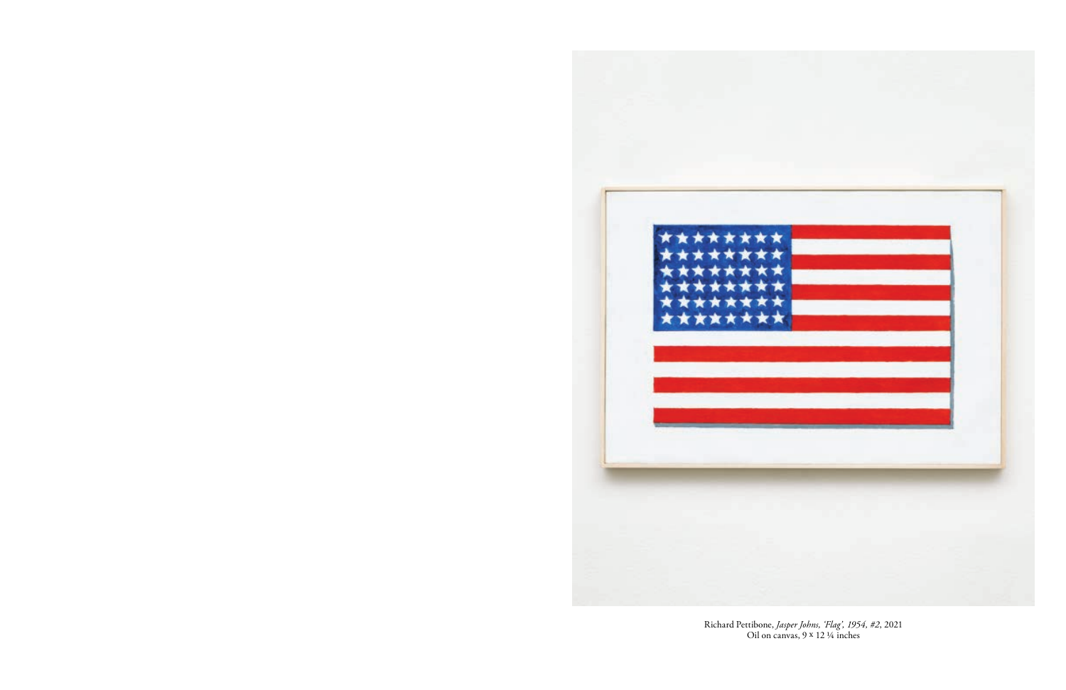Richard Pettibone, *Jasper Johns, 'Flag', 1954, #2*, 2021
Oil on canvas, 9 × 12 ¼ inches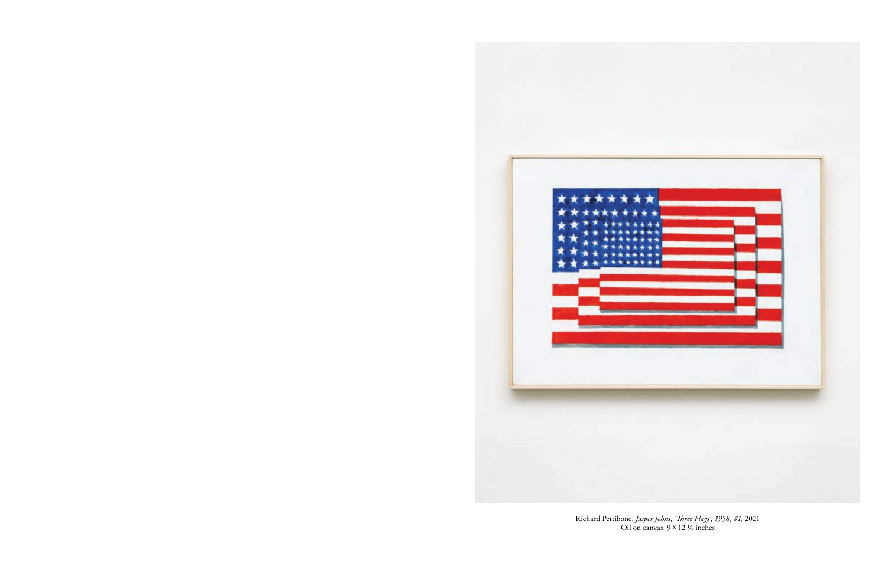Richard Pettibone, *Jasper Johns, 'Three Flags', 1958, #1*, 2021
Oil on canvas, 9 × 12 ¼ inches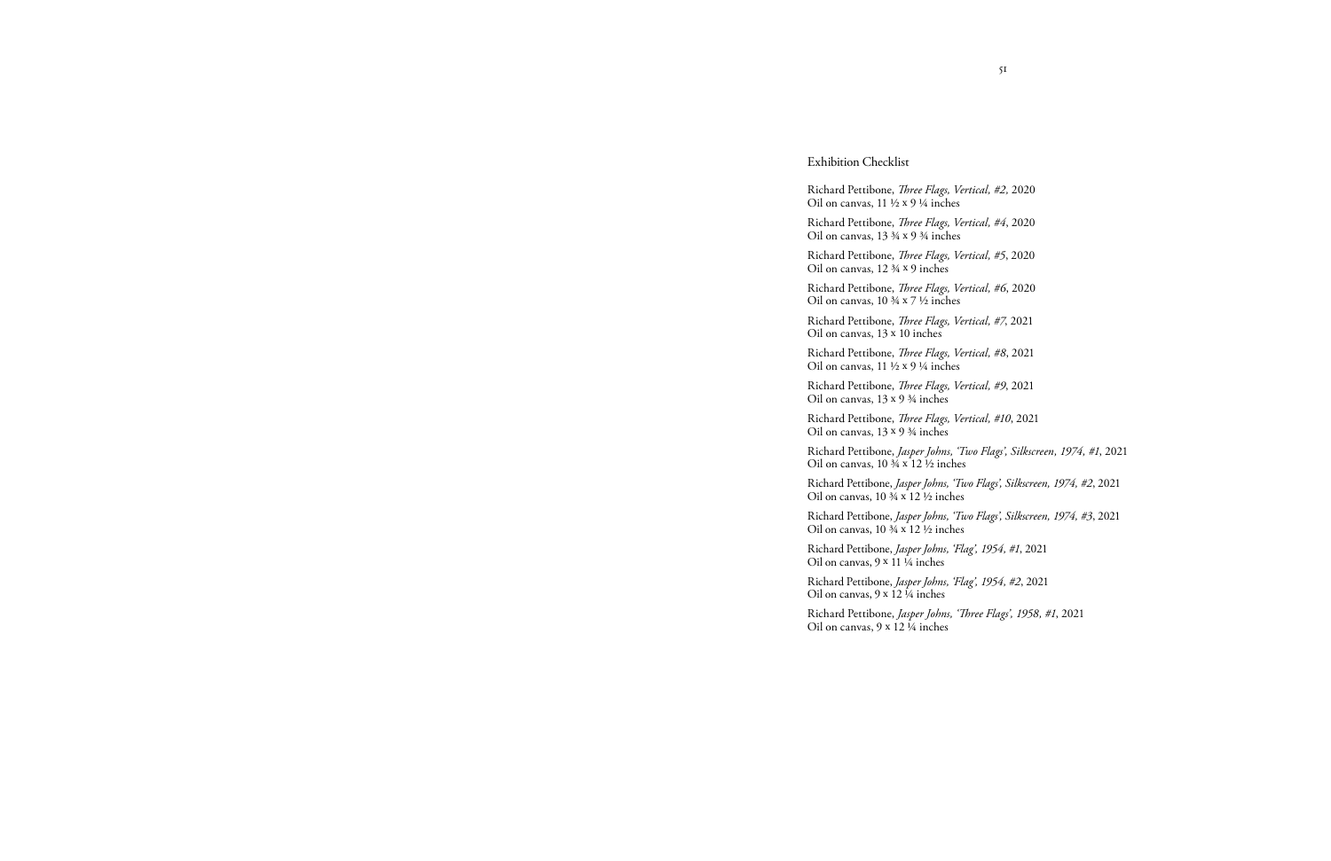## Exhibition Checklist

Richard Pettibone, *Three Flags, Vertical, #2,* 2020
Oil on canvas, 11 ½ x 9 ¼ inches

Richard Pettibone, *Three Flags, Vertical, #4*, 2020
Oil on canvas, 13 ¾ x 9 ¾ inches

Richard Pettibone, *Three Flags, Vertical, #5*, 2020
Oil on canvas, 12 ¾ x 9 inches

Richard Pettibone, *Three Flags, Vertical, #6*, 2020
Oil on canvas, 10 ¾ x 7 ½ inches

Richard Pettibone, *Three Flags, Vertical, #7*, 2021
Oil on canvas, 13 x 10 inches

Richard Pettibone, *Three Flags, Vertical, #8*, 2021
Oil on canvas, 11 ½ x 9 ¼ inches

Richard Pettibone, *Three Flags, Vertical, #9*, 2021
Oil on canvas, 13 x 9 ¾ inches

Richard Pettibone, *Three Flags, Vertical, #10*, 2021
Oil on canvas, 13 x 9 ¾ inches

Richard Pettibone, *Jasper Johns, 'Two Flags', Silkscreen, 1974, #1*, 2021
Oil on canvas, 10 ¾ x 12 ½ inches

Richard Pettibone, *Jasper Johns, 'Two Flags', Silkscreen, 1974, #2*, 2021
Oil on canvas, 10 ¾ x 12 ½ inches

Richard Pettibone, *Jasper Johns, 'Two Flags', Silkscreen, 1974, #3*, 2021
Oil on canvas, 10 ¾ x 12 ½ inches

Richard Pettibone, *Jasper Johns, 'Flag', 1954, #1*, 2021
Oil on canvas, 9 x 11 ¼ inches

Richard Pettibone, *Jasper Johns, 'Flag', 1954, #2*, 2021
Oil on canvas, 9 x 12 ¼ inches

Richard Pettibone, *Jasper Johns, 'Three Flags', 1958, #1*, 2021
Oil on canvas, 9 x 12 ¼ inches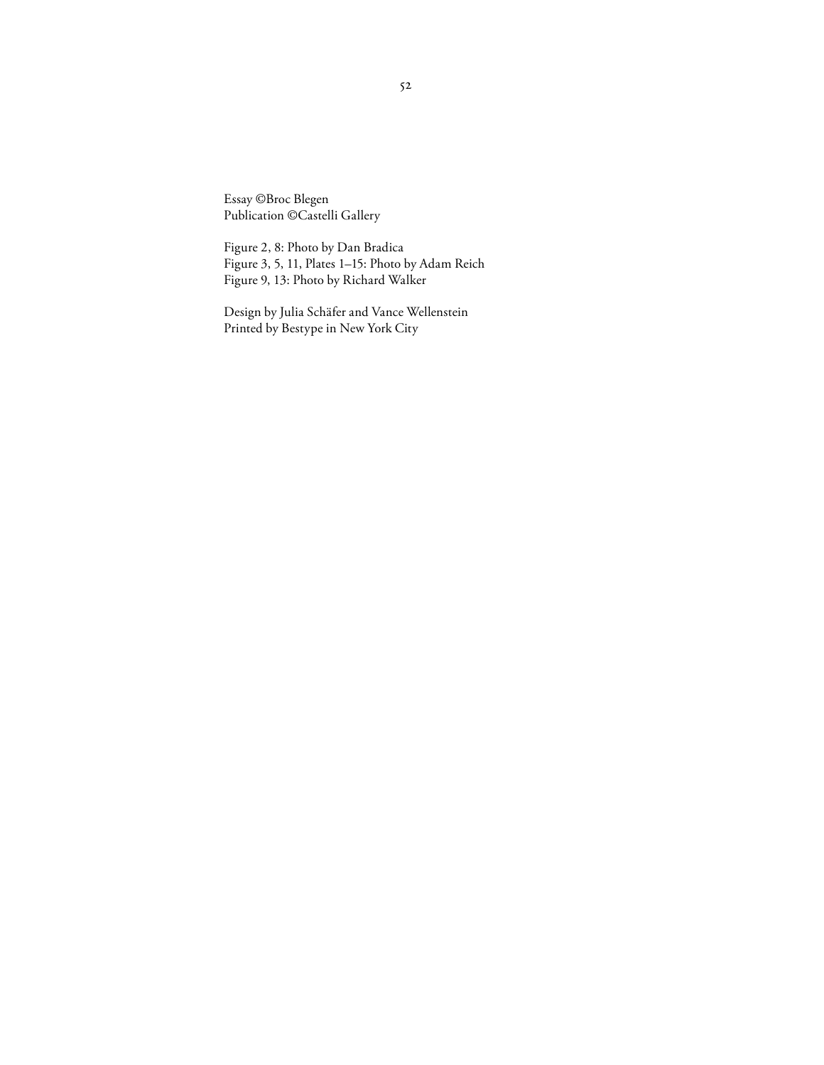Essay ©Broc Blegen
Publication ©Castelli Gallery

Figure 2, 8: Photo by Dan Bradica
Figure 3, 5, 11, Plates 1–15: Photo by Adam Reich
Figure 9, 13: Photo by Richard Walker

Design by Julia Schäfer and Vance Wellenstein
Printed by Bestype in New York City